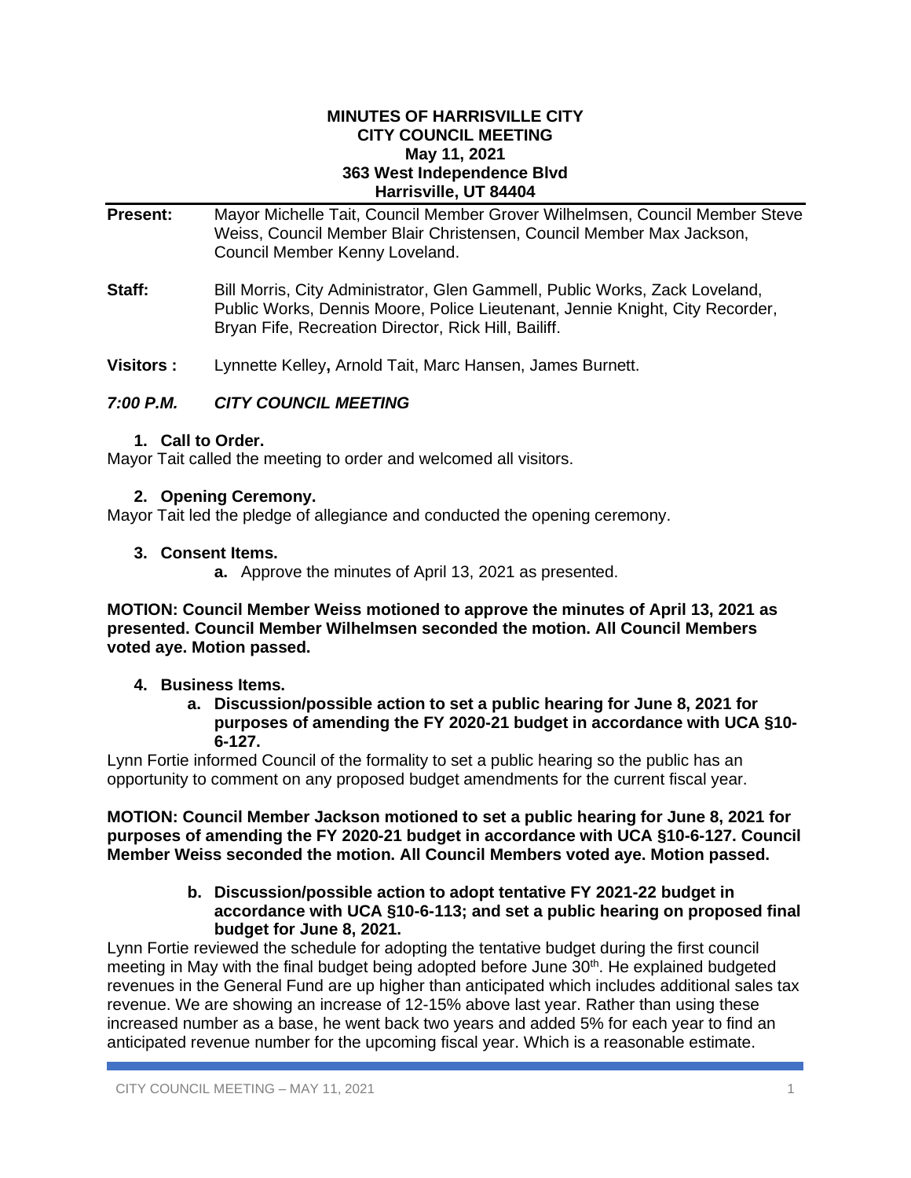**MINUTES OF HARRISVILLE CITY**
**CITY COUNCIL MEETING**
**May 11, 2021**
**363 West Independence Blvd**
**Harrisville, UT 84404**

**Present:** Mayor Michelle Tait, Council Member Grover Wilhelmsen, Council Member Steve Weiss, Council Member Blair Christensen, Council Member Max Jackson, Council Member Kenny Loveland.

**Staff:** Bill Morris, City Administrator, Glen Gammell, Public Works, Zack Loveland, Public Works, Dennis Moore, Police Lieutenant, Jennie Knight, City Recorder, Bryan Fife, Recreation Director, Rick Hill, Bailiff.

**Visitors :** Lynnette Kelley**,** Arnold Tait, Marc Hansen, James Burnett.

***7:00 P.M. CITY COUNCIL MEETING***

**1. Call to Order.**

Mayor Tait called the meeting to order and welcomed all visitors.

**2. Opening Ceremony.**

Mayor Tait led the pledge of allegiance and conducted the opening ceremony.

**3. Consent Items.**

**a.** Approve the minutes of April 13, 2021 as presented.

**MOTION: Council Member Weiss motioned to approve the minutes of April 13, 2021 as presented. Council Member Wilhelmsen seconded the motion. All Council Members voted aye. Motion passed.**

**4. Business Items.**

**a. Discussion/possible action to set a public hearing for June 8, 2021 for purposes of amending the FY 2020-21 budget in accordance with UCA §10-6-127.**

Lynn Fortie informed Council of the formality to set a public hearing so the public has an opportunity to comment on any proposed budget amendments for the current fiscal year.

**MOTION: Council Member Jackson motioned to set a public hearing for June 8, 2021 for purposes of amending the FY 2020-21 budget in accordance with UCA §10-6-127. Council Member Weiss seconded the motion. All Council Members voted aye. Motion passed.**

**b. Discussion/possible action to adopt tentative FY 2021-22 budget in accordance with UCA §10-6-113; and set a public hearing on proposed final budget for June 8, 2021.**

Lynn Fortie reviewed the schedule for adopting the tentative budget during the first council meeting in May with the final budget being adopted before June 30th. He explained budgeted revenues in the General Fund are up higher than anticipated which includes additional sales tax revenue. We are showing an increase of 12-15% above last year. Rather than using these increased number as a base, he went back two years and added 5% for each year to find an anticipated revenue number for the upcoming fiscal year. Which is a reasonable estimate.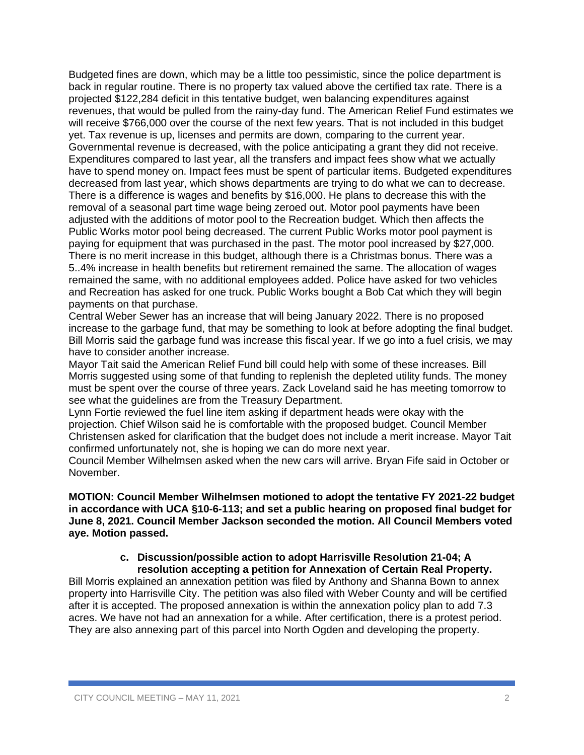Budgeted fines are down, which may be a little too pessimistic, since the police department is back in regular routine. There is no property tax valued above the certified tax rate. There is a projected $122,284 deficit in this tentative budget, wen balancing expenditures against revenues, that would be pulled from the rainy-day fund. The American Relief Fund estimates we will receive $766,000 over the course of the next few years. That is not included in this budget yet. Tax revenue is up, licenses and permits are down, comparing to the current year. Governmental revenue is decreased, with the police anticipating a grant they did not receive. Expenditures compared to last year, all the transfers and impact fees show what we actually have to spend money on. Impact fees must be spent of particular items. Budgeted expenditures decreased from last year, which shows departments are trying to do what we can to decrease. There is a difference is wages and benefits by $16,000. He plans to decrease this with the removal of a seasonal part time wage being zeroed out. Motor pool payments have been adjusted with the additions of motor pool to the Recreation budget. Which then affects the Public Works motor pool being decreased. The current Public Works motor pool payment is paying for equipment that was purchased in the past. The motor pool increased by $27,000. There is no merit increase in this budget, although there is a Christmas bonus. There was a 5..4% increase in health benefits but retirement remained the same. The allocation of wages remained the same, with no additional employees added. Police have asked for two vehicles and Recreation has asked for one truck. Public Works bought a Bob Cat which they will begin payments on that purchase.

Central Weber Sewer has an increase that will being January 2022. There is no proposed increase to the garbage fund, that may be something to look at before adopting the final budget. Bill Morris said the garbage fund was increase this fiscal year. If we go into a fuel crisis, we may have to consider another increase.

Mayor Tait said the American Relief Fund bill could help with some of these increases. Bill Morris suggested using some of that funding to replenish the depleted utility funds. The money must be spent over the course of three years. Zack Loveland said he has meeting tomorrow to see what the guidelines are from the Treasury Department.

Lynn Fortie reviewed the fuel line item asking if department heads were okay with the projection. Chief Wilson said he is comfortable with the proposed budget. Council Member Christensen asked for clarification that the budget does not include a merit increase. Mayor Tait confirmed unfortunately not, she is hoping we can do more next year.

Council Member Wilhelmsen asked when the new cars will arrive. Bryan Fife said in October or November.

**MOTION: Council Member Wilhelmsen motioned to adopt the tentative FY 2021-22 budget in accordance with UCA §10-6-113; and set a public hearing on proposed final budget for June 8, 2021. Council Member Jackson seconded the motion. All Council Members voted aye. Motion passed.**

**c. Discussion/possible action to adopt Harrisville Resolution 21-04; A resolution accepting a petition for Annexation of Certain Real Property.**

Bill Morris explained an annexation petition was filed by Anthony and Shanna Bown to annex property into Harrisville City. The petition was also filed with Weber County and will be certified after it is accepted. The proposed annexation is within the annexation policy plan to add 7.3 acres. We have not had an annexation for a while. After certification, there is a protest period. They are also annexing part of this parcel into North Ogden and developing the property.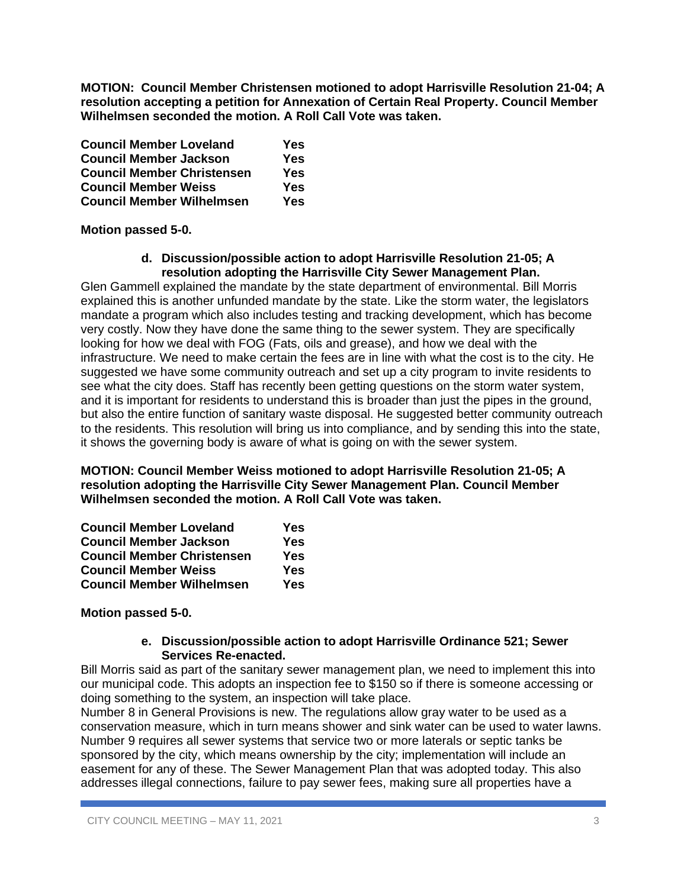**MOTION: Council Member Christensen motioned to adopt Harrisville Resolution 21-04; A resolution accepting a petition for Annexation of Certain Real Property. Council Member Wilhelmsen seconded the motion. A Roll Call Vote was taken.**

| | |
|---|---|
| **Council Member Loveland** | **Yes** |
| **Council Member Jackson** | **Yes** |
| **Council Member Christensen** | **Yes** |
| **Council Member Weiss** | **Yes** |
| **Council Member Wilhelmsen** | **Yes** |

**Motion passed 5-0.**

**d. Discussion/possible action to adopt Harrisville Resolution 21-05; A resolution adopting the Harrisville City Sewer Management Plan.**

Glen Gammell explained the mandate by the state department of environmental. Bill Morris explained this is another unfunded mandate by the state. Like the storm water, the legislators mandate a program which also includes testing and tracking development, which has become very costly. Now they have done the same thing to the sewer system. They are specifically looking for how we deal with FOG (Fats, oils and grease), and how we deal with the infrastructure. We need to make certain the fees are in line with what the cost is to the city. He suggested we have some community outreach and set up a city program to invite residents to see what the city does. Staff has recently been getting questions on the storm water system, and it is important for residents to understand this is broader than just the pipes in the ground, but also the entire function of sanitary waste disposal. He suggested better community outreach to the residents. This resolution will bring us into compliance, and by sending this into the state, it shows the governing body is aware of what is going on with the sewer system.

**MOTION: Council Member Weiss motioned to adopt Harrisville Resolution 21-05; A resolution adopting the Harrisville City Sewer Management Plan. Council Member Wilhelmsen seconded the motion. A Roll Call Vote was taken.**

| | |
|---|---|
| **Council Member Loveland** | **Yes** |
| **Council Member Jackson** | **Yes** |
| **Council Member Christensen** | **Yes** |
| **Council Member Weiss** | **Yes** |
| **Council Member Wilhelmsen** | **Yes** |

**Motion passed 5-0.**

**e. Discussion/possible action to adopt Harrisville Ordinance 521; Sewer Services Re-enacted.**

Bill Morris said as part of the sanitary sewer management plan, we need to implement this into our municipal code. This adopts an inspection fee to $150 so if there is someone accessing or doing something to the system, an inspection will take place.

Number 8 in General Provisions is new. The regulations allow gray water to be used as a conservation measure, which in turn means shower and sink water can be used to water lawns. Number 9 requires all sewer systems that service two or more laterals or septic tanks be sponsored by the city, which means ownership by the city; implementation will include an easement for any of these. The Sewer Management Plan that was adopted today. This also addresses illegal connections, failure to pay sewer fees, making sure all properties have a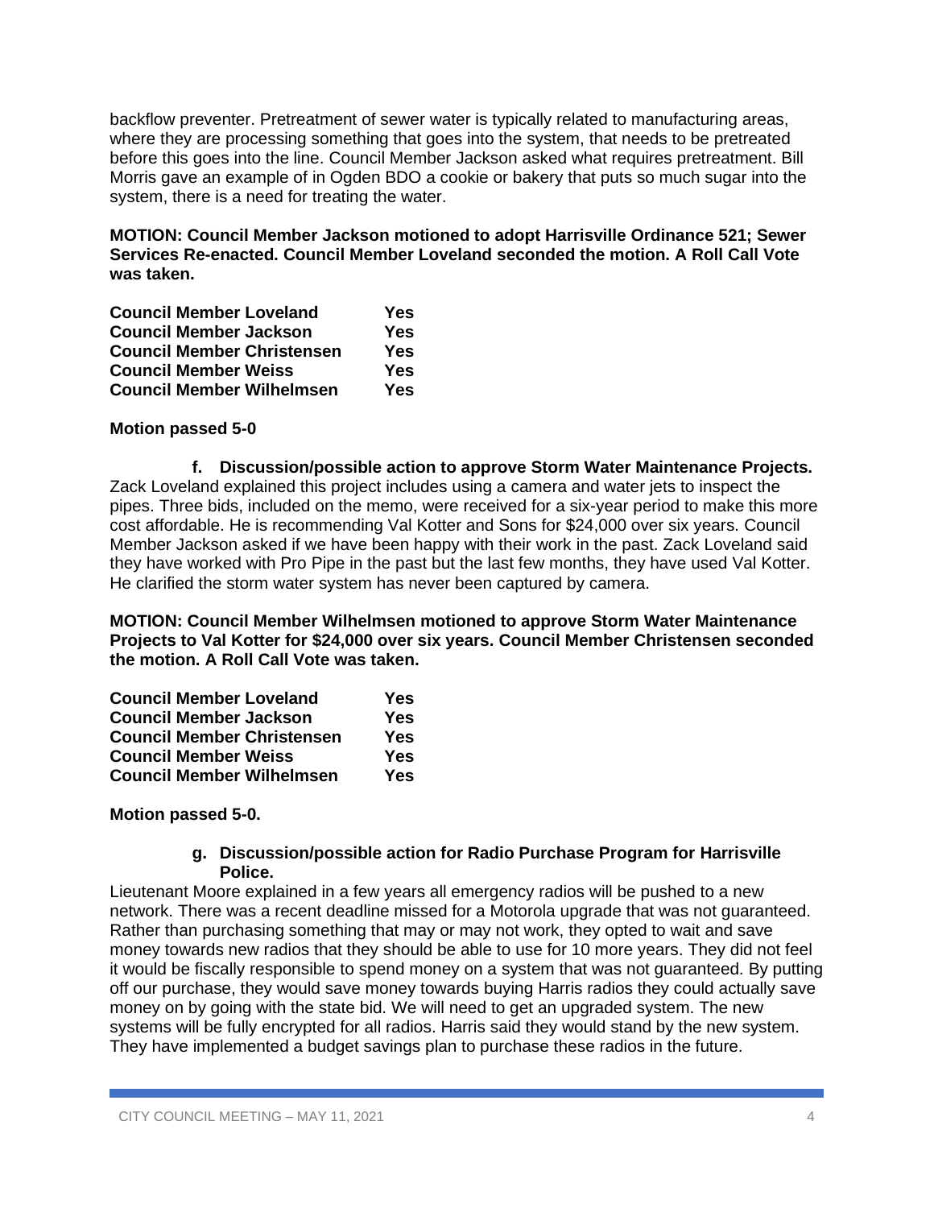backflow preventer. Pretreatment of sewer water is typically related to manufacturing areas, where they are processing something that goes into the system, that needs to be pretreated before this goes into the line. Council Member Jackson asked what requires pretreatment. Bill Morris gave an example of in Ogden BDO a cookie or bakery that puts so much sugar into the system, there is a need for treating the water.

**MOTION: Council Member Jackson motioned to adopt Harrisville Ordinance 521; Sewer Services Re-enacted. Council Member Loveland seconded the motion. A Roll Call Vote was taken.**

| | |
|---|---|
| **Council Member Loveland** | **Yes** |
| **Council Member Jackson** | **Yes** |
| **Council Member Christensen** | **Yes** |
| **Council Member Weiss** | **Yes** |
| **Council Member Wilhelmsen** | **Yes** |

**Motion passed 5-0**

**f. Discussion/possible action to approve Storm Water Maintenance Projects.**

Zack Loveland explained this project includes using a camera and water jets to inspect the pipes. Three bids, included on the memo, were received for a six-year period to make this more cost affordable. He is recommending Val Kotter and Sons for $24,000 over six years. Council Member Jackson asked if we have been happy with their work in the past. Zack Loveland said they have worked with Pro Pipe in the past but the last few months, they have used Val Kotter. He clarified the storm water system has never been captured by camera.

**MOTION: Council Member Wilhelmsen motioned to approve Storm Water Maintenance Projects to Val Kotter for $24,000 over six years. Council Member Christensen seconded the motion. A Roll Call Vote was taken.**

| | |
|---|---|
| **Council Member Loveland** | **Yes** |
| **Council Member Jackson** | **Yes** |
| **Council Member Christensen** | **Yes** |
| **Council Member Weiss** | **Yes** |
| **Council Member Wilhelmsen** | **Yes** |

**Motion passed 5-0.**

**g. Discussion/possible action for Radio Purchase Program for Harrisville Police.**

Lieutenant Moore explained in a few years all emergency radios will be pushed to a new network. There was a recent deadline missed for a Motorola upgrade that was not guaranteed. Rather than purchasing something that may or may not work, they opted to wait and save money towards new radios that they should be able to use for 10 more years. They did not feel it would be fiscally responsible to spend money on a system that was not guaranteed. By putting off our purchase, they would save money towards buying Harris radios they could actually save money on by going with the state bid. We will need to get an upgraded system. The new systems will be fully encrypted for all radios. Harris said they would stand by the new system. They have implemented a budget savings plan to purchase these radios in the future.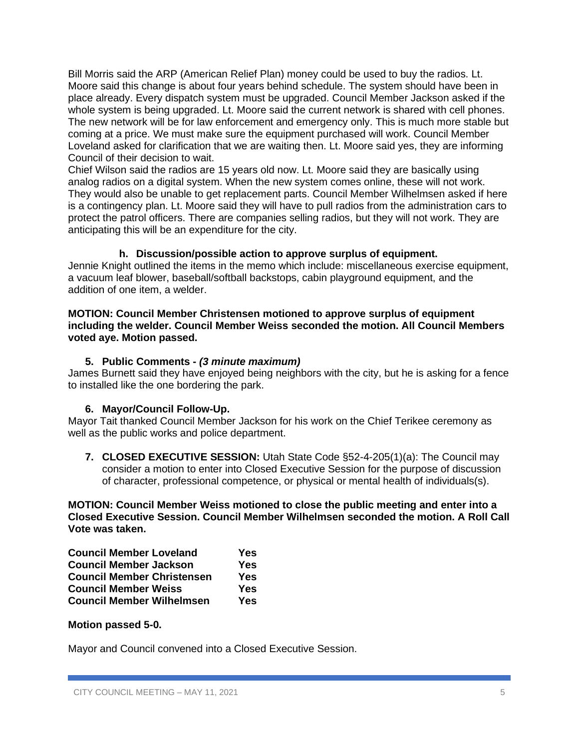Bill Morris said the ARP (American Relief Plan) money could be used to buy the radios. Lt. Moore said this change is about four years behind schedule. The system should have been in place already. Every dispatch system must be upgraded. Council Member Jackson asked if the whole system is being upgraded. Lt. Moore said the current network is shared with cell phones. The new network will be for law enforcement and emergency only. This is much more stable but coming at a price. We must make sure the equipment purchased will work. Council Member Loveland asked for clarification that we are waiting then. Lt. Moore said yes, they are informing Council of their decision to wait.
Chief Wilson said the radios are 15 years old now. Lt. Moore said they are basically using analog radios on a digital system. When the new system comes online, these will not work. They would also be unable to get replacement parts. Council Member Wilhelmsen asked if here is a contingency plan. Lt. Moore said they will have to pull radios from the administration cars to protect the patrol officers. There are companies selling radios, but they will not work. They are anticipating this will be an expenditure for the city.

#### h. Discussion/possible action to approve surplus of equipment.

Jennie Knight outlined the items in the memo which include: miscellaneous exercise equipment, a vacuum leaf blower, baseball/softball backstops, cabin playground equipment, and the addition of one item, a welder.

**MOTION: Council Member Christensen motioned to approve surplus of equipment including the welder. Council Member Weiss seconded the motion. All Council Members voted aye. Motion passed.**

### 5. Public Comments - *(3 minute maximum)*

James Burnett said they have enjoyed being neighbors with the city, but he is asking for a fence to installed like the one bordering the park.

### 6. Mayor/Council Follow-Up.

Mayor Tait thanked Council Member Jackson for his work on the Chief Terikee ceremony as well as the public works and police department.

7. **CLOSED EXECUTIVE SESSION:** Utah State Code §52-4-205(1)(a): The Council may consider a motion to enter into Closed Executive Session for the purpose of discussion of character, professional competence, or physical or mental health of individuals(s).

**MOTION: Council Member Weiss motioned to close the public meeting and enter into a Closed Executive Session. Council Member Wilhelmsen seconded the motion. A Roll Call Vote was taken.**

| | |
|---|---|
| **Council Member Loveland** | **Yes** |
| **Council Member Jackson** | **Yes** |
| **Council Member Christensen** | **Yes** |
| **Council Member Weiss** | **Yes** |
| **Council Member Wilhelmsen** | **Yes** |

**Motion passed 5-0.**

Mayor and Council convened into a Closed Executive Session.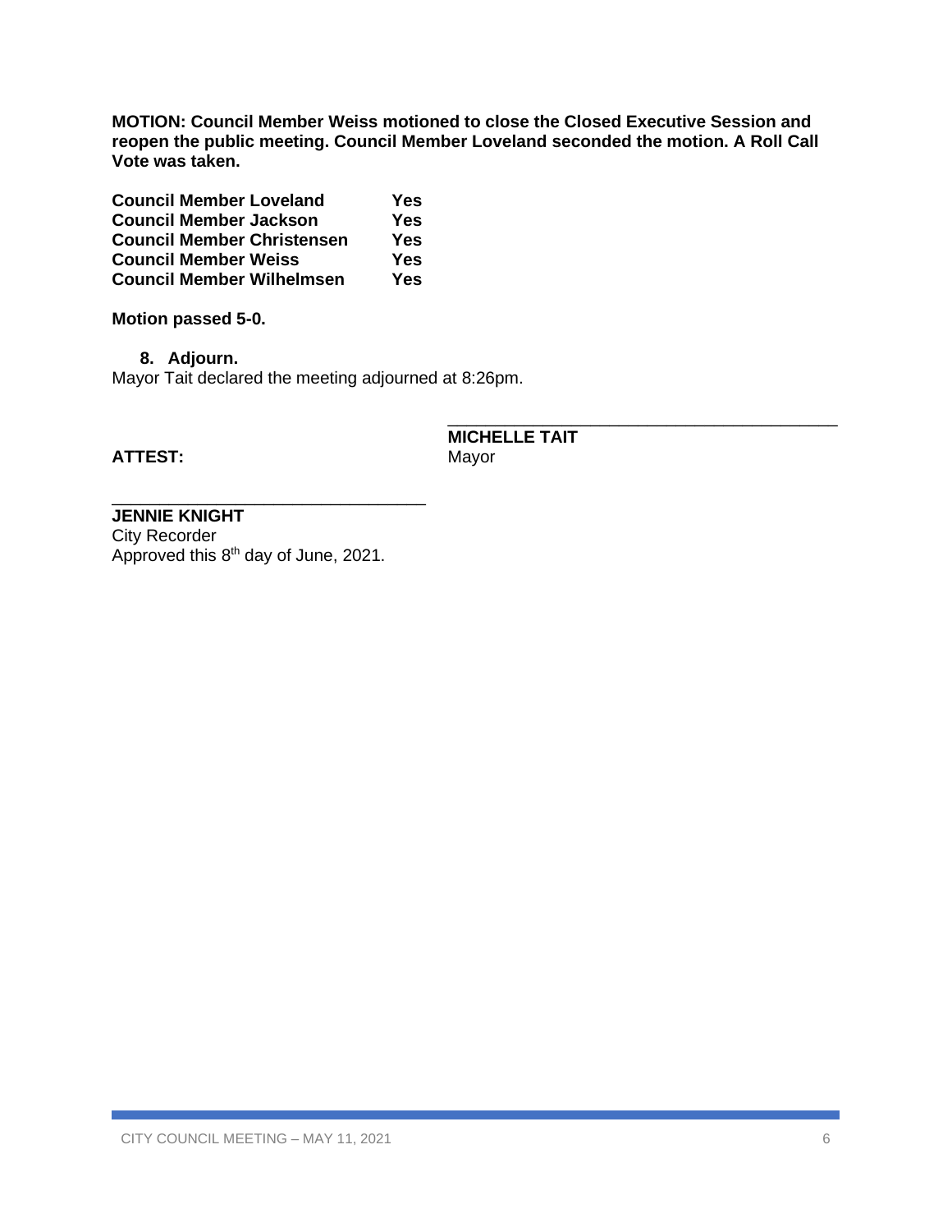**MOTION: Council Member Weiss motioned to close the Closed Executive Session and reopen the public meeting. Council Member Loveland seconded the motion. A Roll Call Vote was taken.**

| | |
|---|---|
| **Council Member Loveland** | **Yes** |
| **Council Member Jackson** | **Yes** |
| **Council Member Christensen** | **Yes** |
| **Council Member Weiss** | **Yes** |
| **Council Member Wilhelmsen** | **Yes** |

**Motion passed 5-0.**

**8. Adjourn.**

Mayor Tait declared the meeting adjourned at 8:26pm.

\_\_\_\_\_\_\_\_\_\_\_\_\_\_\_\_\_\_\_\_\_\_\_\_\_\_\_\_\_\_\_\_\_\_\_\_\_\_\_\_\_\_

**MICHELLE TAIT**
Mayor

**ATTEST:**

\_\_\_\_\_\_\_\_\_\_\_\_\_\_\_\_\_\_\_\_\_\_\_\_\_\_\_\_\_\_\_\_\_\_\_

**JENNIE KNIGHT**
City Recorder
Approved this 8th day of June, 2021.